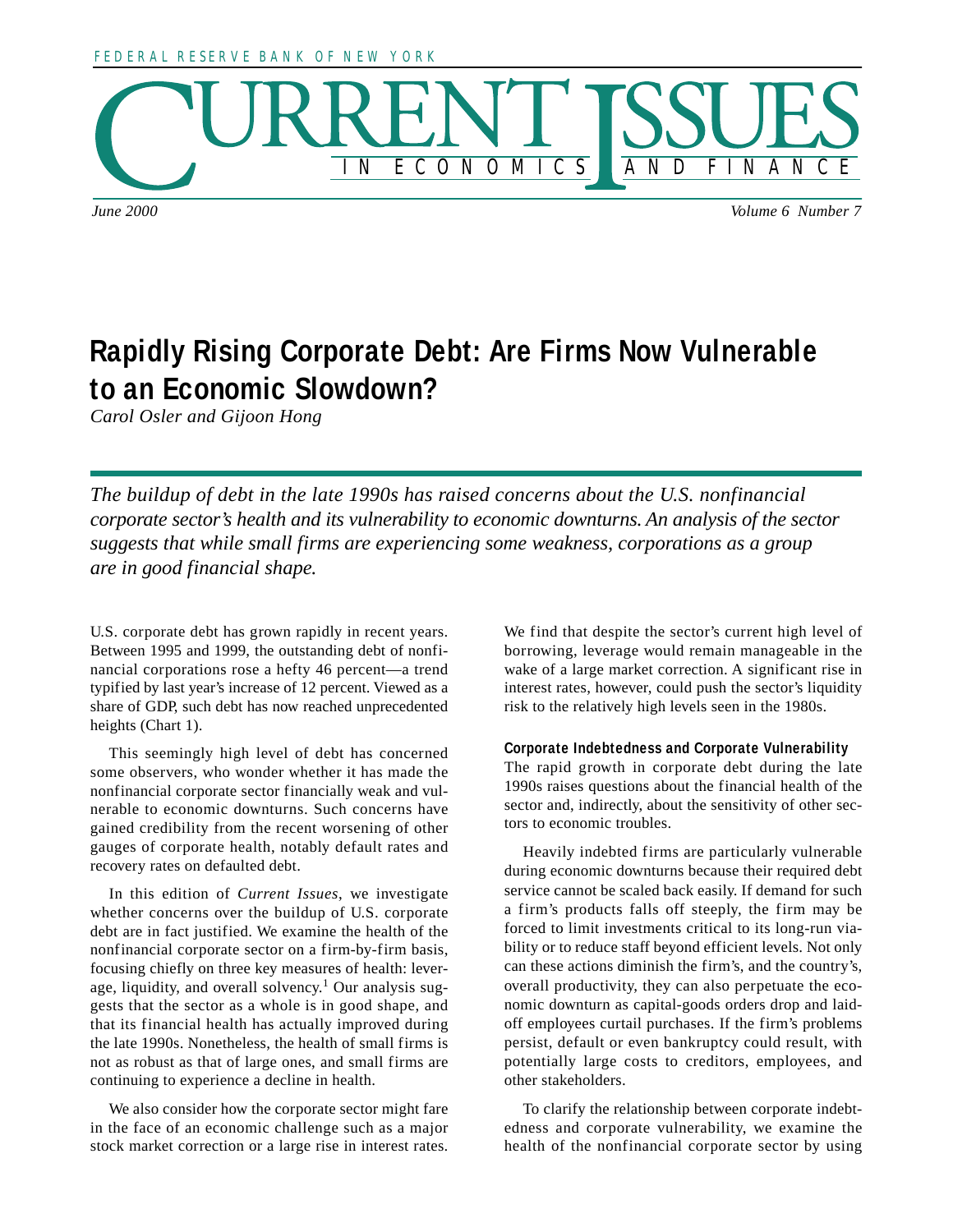# Rapidly Rising Corporate Debt: Are Firms Now Vulnerable to an Economic Slowdown?

*Carol Osler and Gijoon Hong*

*The buildup of debt in the late 1990s has raised concerns about the U.S. nonfinancial corporate sector's health and its vulnerability to economic downturns. An analysis of the sector suggests that while small firms are experiencing some weakness, corporations as a group are in good financial shape.*

U.S. corporate debt has grown rapidly in recent years. Between 1995 and 1999, the outstanding debt of nonfinancial corporations rose a hefty 46 percent—a trend typified by last year's increase of 12 percent. Viewed as a share of GDP, such debt has now reached unprecedented heights (Chart 1).

This seemingly high level of debt has concerned some observers, who wonder whether it has made the nonfinancial corporate sector financially weak and vulnerable to economic downturns. Such concerns have gained credibility from the recent worsening of other gauges of corporate health, notably default rates and recovery rates on defaulted debt.

In this edition of *Current Issues*, we investigate whether concerns over the buildup of U.S. corporate debt are in fact justified. We examine the health of the nonfinancial corporate sector on a firm-by-firm basis, focusing chiefly on three key measures of health: leverage, liquidity, and overall solvency.[1] Our analysis suggests that the sector as a whole is in good shape, and that its financial health has actually improved during the late 1990s. Nonetheless, the health of small firms is not as robust as that of large ones, and small firms are continuing to experience a decline in health.

We also consider how the corporate sector might fare in the face of an economic challenge such as a major stock market correction or a large rise in interest rates. We find that despite the sector's current high level of borrowing, leverage would remain manageable in the wake of a large market correction. A significant rise in interest rates, however, could push the sector's liquidity risk to the relatively high levels seen in the 1980s.

### Corporate Indebtedness and Corporate Vulnerability

The rapid growth in corporate debt during the late 1990s raises questions about the financial health of the sector and, indirectly, about the sensitivity of other sectors to economic troubles.

Heavily indebted firms are particularly vulnerable during economic downturns because their required debt service cannot be scaled back easily. If demand for such a firm's products falls off steeply, the firm may be forced to limit investments critical to its long-run viability or to reduce staff beyond efficient levels. Not only can these actions diminish the firm's, and the country's, overall productivity, they can also perpetuate the economic downturn as capital-goods orders drop and laid-off employees curtail purchases. If the firm's problems persist, default or even bankruptcy could result, with potentially large costs to creditors, employees, and other stakeholders.

To clarify the relationship between corporate indebtedness and corporate vulnerability, we examine the health of the nonfinancial corporate sector by using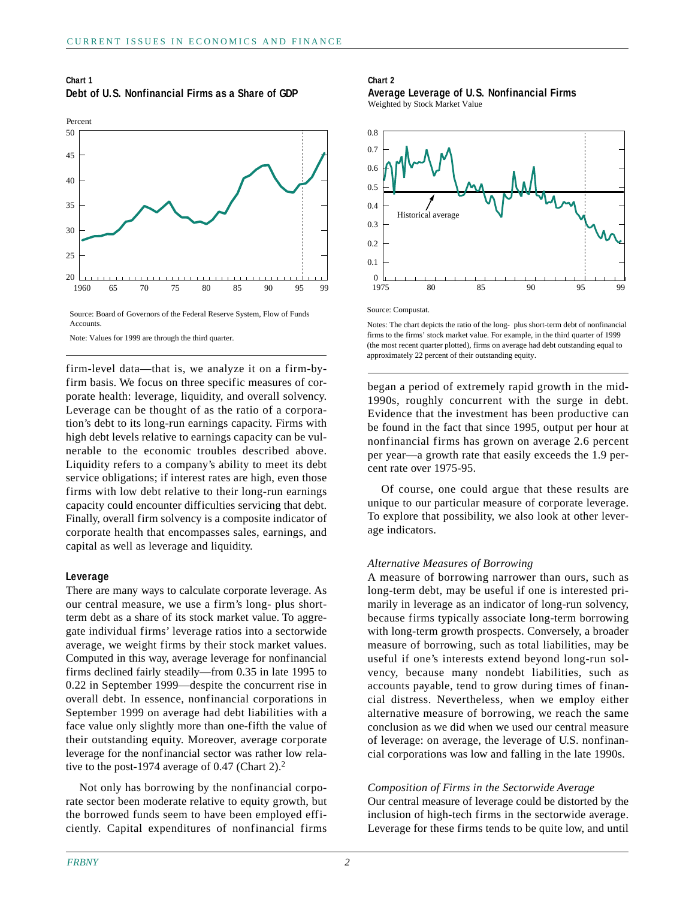**Chart 1**
**Debt of U.S. Nonfinancial Firms as a Share of GDP**

Source: Board of Governors of the Federal Reserve System, Flow of Funds Accounts.

Note: Values for 1999 are through the third quarter.

**Chart 2**
**Average Leverage of U.S. Nonfinancial Firms**
Weighted by Stock Market Value

Source: Compustat.

Notes: The chart depicts the ratio of the long- plus short-term debt of nonfinancial firms to the firms' stock market value. For example, in the third quarter of 1999 (the most recent quarter plotted), firms on average had debt outstanding equal to approximately 22 percent of their outstanding equity.

firm-level data—that is, we analyze it on a firm-by-firm basis. We focus on three specific measures of corporate health: leverage, liquidity, and overall solvency. Leverage can be thought of as the ratio of a corporation's debt to its long-run earnings capacity. Firms with high debt levels relative to earnings capacity can be vulnerable to the economic troubles described above. Liquidity refers to a company's ability to meet its debt service obligations; if interest rates are high, even those firms with low debt relative to their long-run earnings capacity could encounter difficulties servicing that debt. Finally, overall firm solvency is a composite indicator of corporate health that encompasses sales, earnings, and capital as well as leverage and liquidity.

### Leverage

There are many ways to calculate corporate leverage. As our central measure, we use a firm's long- plus short-term debt as a share of its stock market value. To aggregate individual firms' leverage ratios into a sectorwide average, we weight firms by their stock market values. Computed in this way, average leverage for nonfinancial firms declined fairly steadily—from 0.35 in late 1995 to 0.22 in September 1999—despite the concurrent rise in overall debt. In essence, nonfinancial corporations in September 1999 on average had debt liabilities with a face value only slightly more than one-fifth the value of their outstanding equity. Moreover, average corporate leverage for the nonfinancial sector was rather low relative to the post-1974 average of 0.47 (Chart 2).[2]

Not only has borrowing by the nonfinancial corporate sector been moderate relative to equity growth, but the borrowed funds seem to have been employed efficiently. Capital expenditures of nonfinancial firms began a period of extremely rapid growth in the mid-1990s, roughly concurrent with the surge in debt. Evidence that the investment has been productive can be found in the fact that since 1995, output per hour at nonfinancial firms has grown on average 2.6 percent per year—a growth rate that easily exceeds the 1.9 percent rate over 1975-95.

Of course, one could argue that these results are unique to our particular measure of corporate leverage. To explore that possibility, we also look at other leverage indicators.

*Alternative Measures of Borrowing*

A measure of borrowing narrower than ours, such as long-term debt, may be useful if one is interested primarily in leverage as an indicator of long-run solvency, because firms typically associate long-term borrowing with long-term growth prospects. Conversely, a broader measure of borrowing, such as total liabilities, may be useful if one's interests extend beyond long-run solvency, because many nondebt liabilities, such as accounts payable, tend to grow during times of financial distress. Nevertheless, when we employ either alternative measure of borrowing, we reach the same conclusion as we did when we used our central measure of leverage: on average, the leverage of U.S. nonfinancial corporations was low and falling in the late 1990s.

*Composition of Firms in the Sectorwide Average*

Our central measure of leverage could be distorted by the inclusion of high-tech firms in the sectorwide average. Leverage for these firms tends to be quite low, and until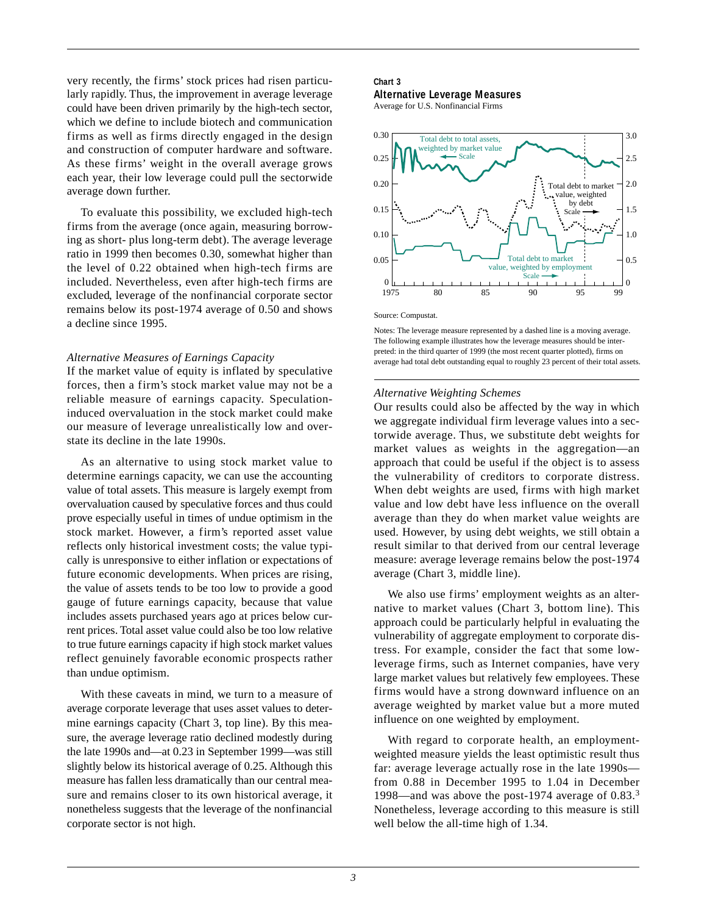very recently, the firms' stock prices had risen particularly rapidly. Thus, the improvement in average leverage could have been driven primarily by the high-tech sector, which we define to include biotech and communication firms as well as firms directly engaged in the design and construction of computer hardware and software. As these firms' weight in the overall average grows each year, their low leverage could pull the sectorwide average down further.

To evaluate this possibility, we excluded high-tech firms from the average (once again, measuring borrowing as short- plus long-term debt). The average leverage ratio in 1999 then becomes 0.30, somewhat higher than the level of 0.22 obtained when high-tech firms are included. Nevertheless, even after high-tech firms are excluded, leverage of the nonfinancial corporate sector remains below its post-1974 average of 0.50 and shows a decline since 1995.

*Alternative Measures of Earnings Capacity*

If the market value of equity is inflated by speculative forces, then a firm's stock market value may not be a reliable measure of earnings capacity. Speculation-induced overvaluation in the stock market could make our measure of leverage unrealistically low and overstate its decline in the late 1990s.

As an alternative to using stock market value to determine earnings capacity, we can use the accounting value of total assets. This measure is largely exempt from overvaluation caused by speculative forces and thus could prove especially useful in times of undue optimism in the stock market. However, a firm's reported asset value reflects only historical investment costs; the value typically is unresponsive to either inflation or expectations of future economic developments. When prices are rising, the value of assets tends to be too low to provide a good gauge of future earnings capacity, because that value includes assets purchased years ago at prices below current prices. Total asset value could also be too low relative to true future earnings capacity if high stock market values reflect genuinely favorable economic prospects rather than undue optimism.

With these caveats in mind, we turn to a measure of average corporate leverage that uses asset values to determine earnings capacity (Chart 3, top line). By this measure, the average leverage ratio declined modestly during the late 1990s and—at 0.23 in September 1999—was still slightly below its historical average of 0.25. Although this measure has fallen less dramatically than our central measure and remains closer to its own historical average, it nonetheless suggests that the leverage of the nonfinancial corporate sector is not high.

**Chart 3**
**Alternative Leverage Measures**
Average for U.S. Nonfinancial Firms

Source: Compustat.

Notes: The leverage measure represented by a dashed line is a moving average. The following example illustrates how the leverage measures should be interpreted: in the third quarter of 1999 (the most recent quarter plotted), firms on average had total debt outstanding equal to roughly 23 percent of their total assets.

*Alternative Weighting Schemes*

Our results could also be affected by the way in which we aggregate individual firm leverage values into a sectorwide average. Thus, we substitute debt weights for market values as weights in the aggregation—an approach that could be useful if the object is to assess the vulnerability of creditors to corporate distress. When debt weights are used, firms with high market value and low debt have less influence on the overall average than they do when market value weights are used. However, by using debt weights, we still obtain a result similar to that derived from our central leverage measure: average leverage remains below the post-1974 average (Chart 3, middle line).

We also use firms' employment weights as an alternative to market values (Chart 3, bottom line). This approach could be particularly helpful in evaluating the vulnerability of aggregate employment to corporate distress. For example, consider the fact that some low-leverage firms, such as Internet companies, have very large market values but relatively few employees. These firms would have a strong downward influence on an average weighted by market value but a more muted influence on one weighted by employment.

With regard to corporate health, an employment-weighted measure yields the least optimistic result thus far: average leverage actually rose in the late 1990s—from 0.88 in December 1995 to 1.04 in December 1998—and was above the post-1974 average of 0.83.[3] Nonetheless, leverage according to this measure is still well below the all-time high of 1.34.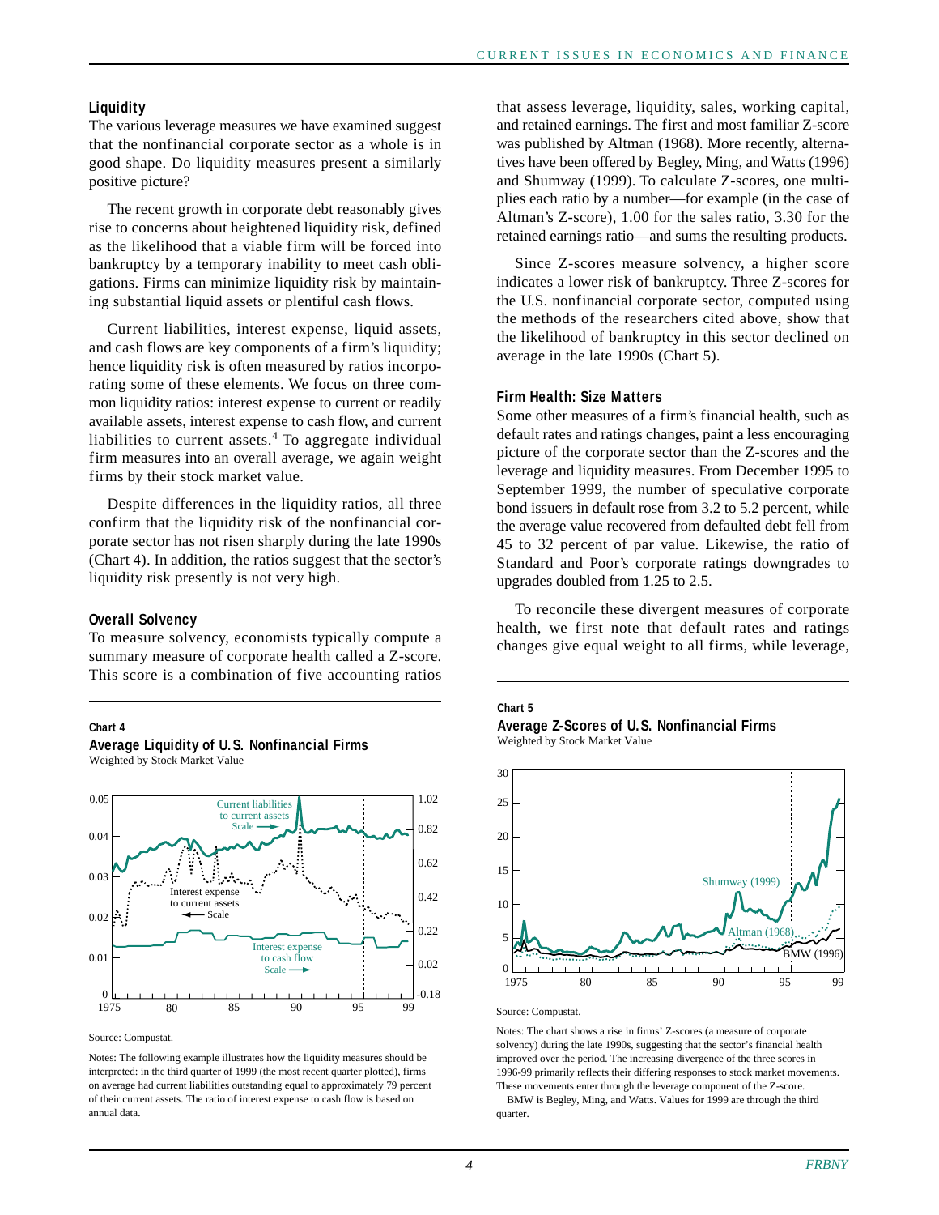### Liquidity

The various leverage measures we have examined suggest that the nonfinancial corporate sector as a whole is in good shape. Do liquidity measures present a similarly positive picture?

The recent growth in corporate debt reasonably gives rise to concerns about heightened liquidity risk, defined as the likelihood that a viable firm will be forced into bankruptcy by a temporary inability to meet cash obligations. Firms can minimize liquidity risk by maintaining substantial liquid assets or plentiful cash flows.

Current liabilities, interest expense, liquid assets, and cash flows are key components of a firm's liquidity; hence liquidity risk is often measured by ratios incorporating some of these elements. We focus on three common liquidity ratios: interest expense to current or readily available assets, interest expense to cash flow, and current liabilities to current assets.[4] To aggregate individual firm measures into an overall average, we again weight firms by their stock market value.

Despite differences in the liquidity ratios, all three confirm that the liquidity risk of the nonfinancial corporate sector has not risen sharply during the late 1990s (Chart 4). In addition, the ratios suggest that the sector's liquidity risk presently is not very high.

### Overall Solvency

To measure solvency, economists typically compute a summary measure of corporate health called a Z-score. This score is a combination of five accounting ratios that assess leverage, liquidity, sales, working capital, and retained earnings. The first and most familiar Z-score was published by Altman (1968). More recently, alternatives have been offered by Begley, Ming, and Watts (1996) and Shumway (1999). To calculate Z-scores, one multiplies each ratio by a number—for example (in the case of Altman's Z-score), 1.00 for the sales ratio, 3.30 for the retained earnings ratio—and sums the resulting products.

Since Z-scores measure solvency, a higher score indicates a lower risk of bankruptcy. Three Z-scores for the U.S. nonfinancial corporate sector, computed using the methods of the researchers cited above, show that the likelihood of bankruptcy in this sector declined on average in the late 1990s (Chart 5).

### Firm Health: Size Matters

Some other measures of a firm's financial health, such as default rates and ratings changes, paint a less encouraging picture of the corporate sector than the Z-scores and the leverage and liquidity measures. From December 1995 to September 1999, the number of speculative corporate bond issuers in default rose from 3.2 to 5.2 percent, while the average value recovered from defaulted debt fell from 45 to 32 percent of par value. Likewise, the ratio of Standard and Poor's corporate ratings downgrades to upgrades doubled from 1.25 to 2.5.

To reconcile these divergent measures of corporate health, we first note that default rates and ratings changes give equal weight to all firms, while leverage,

**Chart 4**

**Average Liquidity of U.S. Nonfinancial Firms**

Weighted by Stock Market Value

Source: Compustat.

Notes: The following example illustrates how the liquidity measures should be interpreted: in the third quarter of 1999 (the most recent quarter plotted), firms on average had current liabilities outstanding equal to approximately 79 percent of their current assets. The ratio of interest expense to cash flow is based on annual data.

**Chart 5**

**Average Z-Scores of U.S. Nonfinancial Firms**

Weighted by Stock Market Value

Source: Compustat.

Notes: The chart shows a rise in firms' Z-scores (a measure of corporate solvency) during the late 1990s, suggesting that the sector's financial health improved over the period. The increasing divergence of the three scores in 1996-99 primarily reflects their differing responses to stock market movements. These movements enter through the leverage component of the Z-score.

BMW is Begley, Ming, and Watts. Values for 1999 are through the third quarter.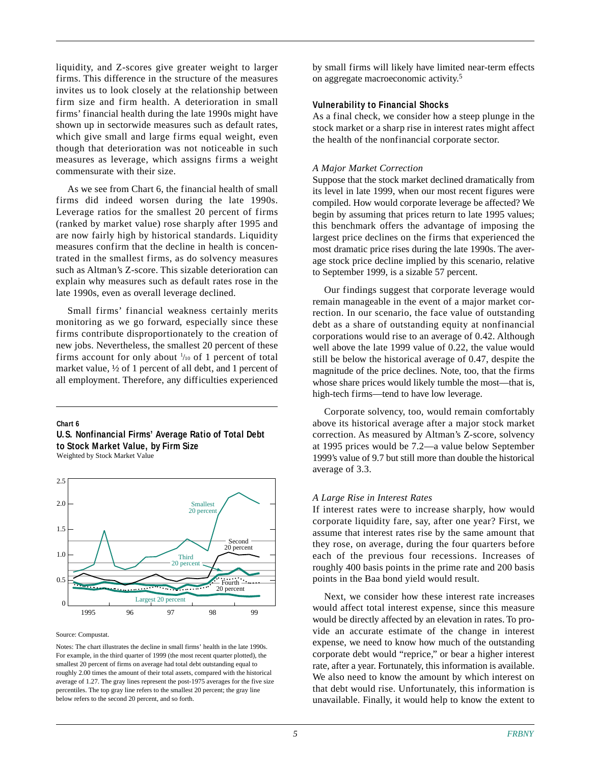liquidity, and Z-scores give greater weight to larger firms. This difference in the structure of the measures invites us to look closely at the relationship between firm size and firm health. A deterioration in small firms' financial health during the late 1990s might have shown up in sectorwide measures such as default rates, which give small and large firms equal weight, even though that deterioration was not noticeable in such measures as leverage, which assigns firms a weight commensurate with their size.

As we see from Chart 6, the financial health of small firms did indeed worsen during the late 1990s. Leverage ratios for the smallest 20 percent of firms (ranked by market value) rose sharply after 1995 and are now fairly high by historical standards. Liquidity measures confirm that the decline in health is concentrated in the smallest firms, as do solvency measures such as Altman's Z-score. This sizable deterioration can explain why measures such as default rates rose in the late 1990s, even as overall leverage declined.

Small firms' financial weakness certainly merits monitoring as we go forward, especially since these firms contribute disproportionately to the creation of new jobs. Nevertheless, the smallest 20 percent of these firms account for only about 1/10 of 1 percent of total market value, ½ of 1 percent of all debt, and 1 percent of all employment. Therefore, any difficulties experienced by small firms will likely have limited near-term effects on aggregate macroeconomic activity.[5]

**Chart 6**

**U.S. Nonfinancial Firms' Average Ratio of Total Debt to Stock Market Value, by Firm Size**

Weighted by Stock Market Value

Source: Compustat.

Notes: The chart illustrates the decline in small firms' health in the late 1990s. For example, in the third quarter of 1999 (the most recent quarter plotted), the smallest 20 percent of firms on average had total debt outstanding equal to roughly 2.00 times the amount of their total assets, compared with the historical average of 1.27. The gray lines represent the post-1975 averages for the five size percentiles. The top gray line refers to the smallest 20 percent; the gray line below refers to the second 20 percent, and so forth.

### Vulnerability to Financial Shocks

As a final check, we consider how a steep plunge in the stock market or a sharp rise in interest rates might affect the health of the nonfinancial corporate sector.

*A Major Market Correction*

Suppose that the stock market declined dramatically from its level in late 1999, when our most recent figures were compiled. How would corporate leverage be affected? We begin by assuming that prices return to late 1995 values; this benchmark offers the advantage of imposing the largest price declines on the firms that experienced the most dramatic price rises during the late 1990s. The average stock price decline implied by this scenario, relative to September 1999, is a sizable 57 percent.

Our findings suggest that corporate leverage would remain manageable in the event of a major market correction. In our scenario, the face value of outstanding debt as a share of outstanding equity at nonfinancial corporations would rise to an average of 0.42. Although well above the late 1999 value of 0.22, the value would still be below the historical average of 0.47, despite the magnitude of the price declines. Note, too, that the firms whose share prices would likely tumble the most—that is, high-tech firms—tend to have low leverage.

Corporate solvency, too, would remain comfortably above its historical average after a major stock market correction. As measured by Altman's Z-score, solvency at 1995 prices would be 7.2—a value below September 1999's value of 9.7 but still more than double the historical average of 3.3.

*A Large Rise in Interest Rates*

If interest rates were to increase sharply, how would corporate liquidity fare, say, after one year? First, we assume that interest rates rise by the same amount that they rose, on average, during the four quarters before each of the previous four recessions. Increases of roughly 400 basis points in the prime rate and 200 basis points in the Baa bond yield would result.

Next, we consider how these interest rate increases would affect total interest expense, since this measure would be directly affected by an elevation in rates. To provide an accurate estimate of the change in interest expense, we need to know how much of the outstanding corporate debt would "reprice," or bear a higher interest rate, after a year. Fortunately, this information is available. We also need to know the amount by which interest on that debt would rise. Unfortunately, this information is unavailable. Finally, it would help to know the extent to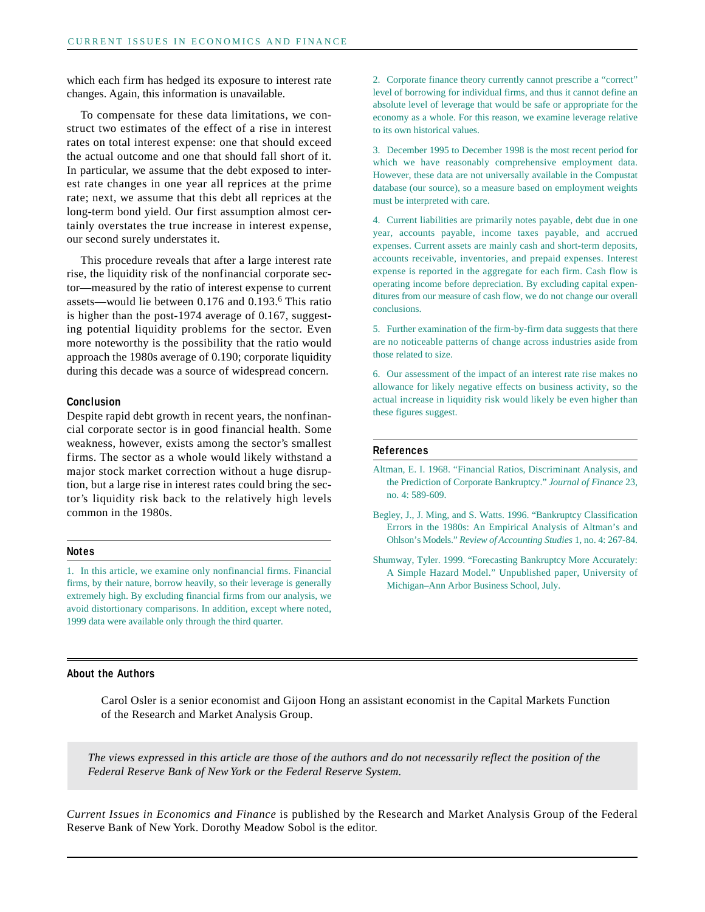which each firm has hedged its exposure to interest rate changes. Again, this information is unavailable.

To compensate for these data limitations, we construct two estimates of the effect of a rise in interest rates on total interest expense: one that should exceed the actual outcome and one that should fall short of it. In particular, we assume that the debt exposed to interest rate changes in one year all reprices at the prime rate; next, we assume that this debt all reprices at the long-term bond yield. Our first assumption almost certainly overstates the true increase in interest expense, our second surely understates it.

This procedure reveals that after a large interest rate rise, the liquidity risk of the nonfinancial corporate sector—measured by the ratio of interest expense to current assets—would lie between 0.176 and 0.193.[6] This ratio is higher than the post-1974 average of 0.167, suggesting potential liquidity problems for the sector. Even more noteworthy is the possibility that the ratio would approach the 1980s average of 0.190; corporate liquidity during this decade was a source of widespread concern.

## Conclusion

Despite rapid debt growth in recent years, the nonfinancial corporate sector is in good financial health. Some weakness, however, exists among the sector's smallest firms. The sector as a whole would likely withstand a major stock market correction without a huge disruption, but a large rise in interest rates could bring the sector's liquidity risk back to the relatively high levels common in the 1980s.

## Notes

1. In this article, we examine only nonfinancial firms. Financial firms, by their nature, borrow heavily, so their leverage is generally extremely high. By excluding financial firms from our analysis, we avoid distortionary comparisons. In addition, except where noted, 1999 data were available only through the third quarter.

2. Corporate finance theory currently cannot prescribe a "correct" level of borrowing for individual firms, and thus it cannot define an absolute level of leverage that would be safe or appropriate for the economy as a whole. For this reason, we examine leverage relative to its own historical values.

3. December 1995 to December 1998 is the most recent period for which we have reasonably comprehensive employment data. However, these data are not universally available in the Compustat database (our source), so a measure based on employment weights must be interpreted with care.

4. Current liabilities are primarily notes payable, debt due in one year, accounts payable, income taxes payable, and accrued expenses. Current assets are mainly cash and short-term deposits, accounts receivable, inventories, and prepaid expenses. Interest expense is reported in the aggregate for each firm. Cash flow is operating income before depreciation. By excluding capital expenditures from our measure of cash flow, we do not change our overall conclusions.

5. Further examination of the firm-by-firm data suggests that there are no noticeable patterns of change across industries aside from those related to size.

6. Our assessment of the impact of an interest rate rise makes no allowance for likely negative effects on business activity, so the actual increase in liquidity risk would likely be even higher than these figures suggest.

## References

Altman, E. I. 1968. "Financial Ratios, Discriminant Analysis, and the Prediction of Corporate Bankruptcy." *Journal of Finance* 23, no. 4: 589-609.

Begley, J., J. Ming, and S. Watts. 1996. "Bankruptcy Classification Errors in the 1980s: An Empirical Analysis of Altman's and Ohlson's Models." *Review of Accounting Studies* 1, no. 4: 267-84.

Shumway, Tyler. 1999. "Forecasting Bankruptcy More Accurately: A Simple Hazard Model." Unpublished paper, University of Michigan–Ann Arbor Business School, July.

## About the Authors

Carol Osler is a senior economist and Gijoon Hong an assistant economist in the Capital Markets Function of the Research and Market Analysis Group.

*The views expressed in this article are those of the authors and do not necessarily reflect the position of the Federal Reserve Bank of New York or the Federal Reserve System.*

*Current Issues in Economics and Finance* is published by the Research and Market Analysis Group of the Federal Reserve Bank of New York. Dorothy Meadow Sobol is the editor.